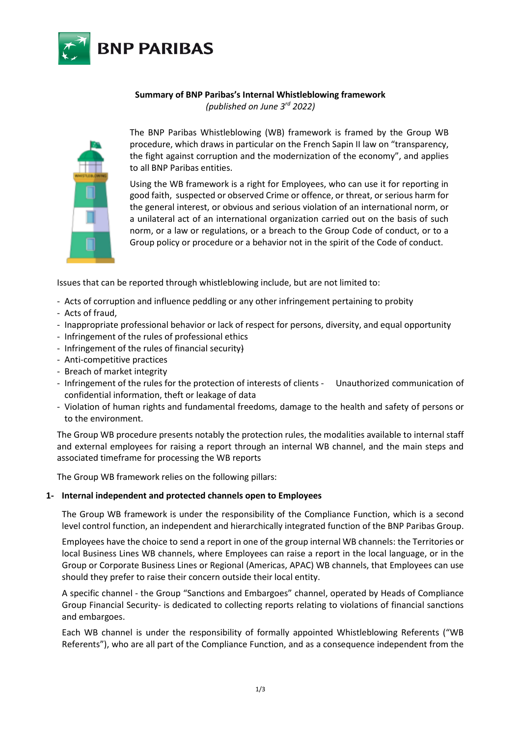**Summary of BNP Paribas's Internal Whistleblowing framework**

*(published on June 3rd 2022)*

The BNP Paribas Whistleblowing (WB) framework is framed by the Group WB procedure, which draws in particular on the French Sapin II law on "transparency, the fight against corruption and the modernization of the economy", and applies to all BNP Paribas entities.

Using the WB framework is a right for Employees, who can use it for reporting in good faith, suspected or observed Crime or offence, or threat, or serious harm for the general interest, or obvious and serious violation of an international norm, or a unilateral act of an international organization carried out on the basis of such norm, or a law or regulations, or a breach to the Group Code of conduct, or to a Group policy or procedure or a behavior not in the spirit of the Code of conduct.

Issues that can be reported through whistleblowing include, but are not limited to:

- Acts of corruption and influence peddling or any other infringement pertaining to probity
- Acts of fraud,
- Inappropriate professional behavior or lack of respect for persons, diversity, and equal opportunity
- Infringement of the rules of professional ethics
- Infringement of the rules of financial security)
- Anti-competitive practices
- Breach of market integrity
- Infringement of the rules for the protection of interests of clients - Unauthorized communication of confidential information, theft or leakage of data
- Violation of human rights and fundamental freedoms, damage to the health and safety of persons or to the environment.

The Group WB procedure presents notably the protection rules, the modalities available to internal staff and external employees for raising a report through an internal WB channel, and the main steps and associated timeframe for processing the WB reports

The Group WB framework relies on the following pillars:

**1- Internal independent and protected channels open to Employees**

The Group WB framework is under the responsibility of the Compliance Function, which is a second level control function, an independent and hierarchically integrated function of the BNP Paribas Group.

Employees have the choice to send a report in one of the group internal WB channels: the Territories or local Business Lines WB channels, where Employees can raise a report in the local language, or in the Group or Corporate Business Lines or Regional (Americas, APAC) WB channels, that Employees can use should they prefer to raise their concern outside their local entity.

A specific channel - the Group "Sanctions and Embargoes" channel, operated by Heads of Compliance Group Financial Security- is dedicated to collecting reports relating to violations of financial sanctions and embargoes.

Each WB channel is under the responsibility of formally appointed Whistleblowing Referents ("WB Referents"), who are all part of the Compliance Function, and as a consequence independent from the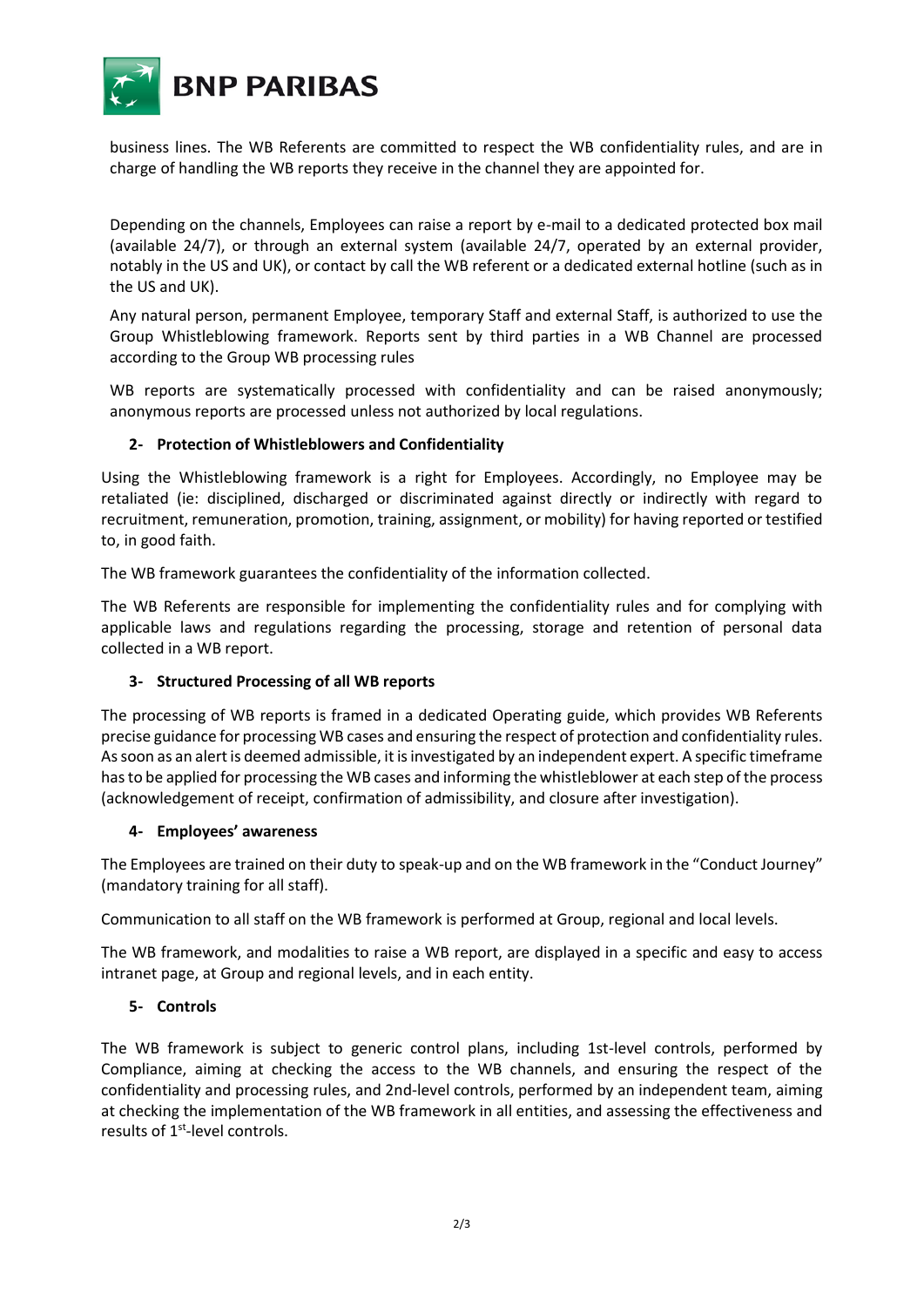business lines. The WB Referents are committed to respect the WB confidentiality rules, and are in charge of handling the WB reports they receive in the channel they are appointed for.

Depending on the channels, Employees can raise a report by e-mail to a dedicated protected box mail (available 24/7), or through an external system (available 24/7, operated by an external provider, notably in the US and UK), or contact by call the WB referent or a dedicated external hotline (such as in the US and UK).

Any natural person, permanent Employee, temporary Staff and external Staff, is authorized to use the Group Whistleblowing framework. Reports sent by third parties in a WB Channel are processed according to the Group WB processing rules

WB reports are systematically processed with confidentiality and can be raised anonymously; anonymous reports are processed unless not authorized by local regulations.

### 2- Protection of Whistleblowers and Confidentiality

Using the Whistleblowing framework is a right for Employees. Accordingly, no Employee may be retaliated (ie: disciplined, discharged or discriminated against directly or indirectly with regard to recruitment, remuneration, promotion, training, assignment, or mobility) for having reported or testified to, in good faith.

The WB framework guarantees the confidentiality of the information collected.

The WB Referents are responsible for implementing the confidentiality rules and for complying with applicable laws and regulations regarding the processing, storage and retention of personal data collected in a WB report.

### 3- Structured Processing of all WB reports

The processing of WB reports is framed in a dedicated Operating guide, which provides WB Referents precise guidance for processing WB cases and ensuring the respect of protection and confidentiality rules. As soon as an alert is deemed admissible, it is investigated by an independent expert. A specific timeframe has to be applied for processing the WB cases and informing the whistleblower at each step of the process (acknowledgement of receipt, confirmation of admissibility, and closure after investigation).

### 4- Employees' awareness

The Employees are trained on their duty to speak-up and on the WB framework in the "Conduct Journey" (mandatory training for all staff).

Communication to all staff on the WB framework is performed at Group, regional and local levels.

The WB framework, and modalities to raise a WB report, are displayed in a specific and easy to access intranet page, at Group and regional levels, and in each entity.

### 5- Controls

The WB framework is subject to generic control plans, including 1st-level controls, performed by Compliance, aiming at checking the access to the WB channels, and ensuring the respect of the confidentiality and processing rules, and 2nd-level controls, performed by an independent team, aiming at checking the implementation of the WB framework in all entities, and assessing the effectiveness and results of 1st-level controls.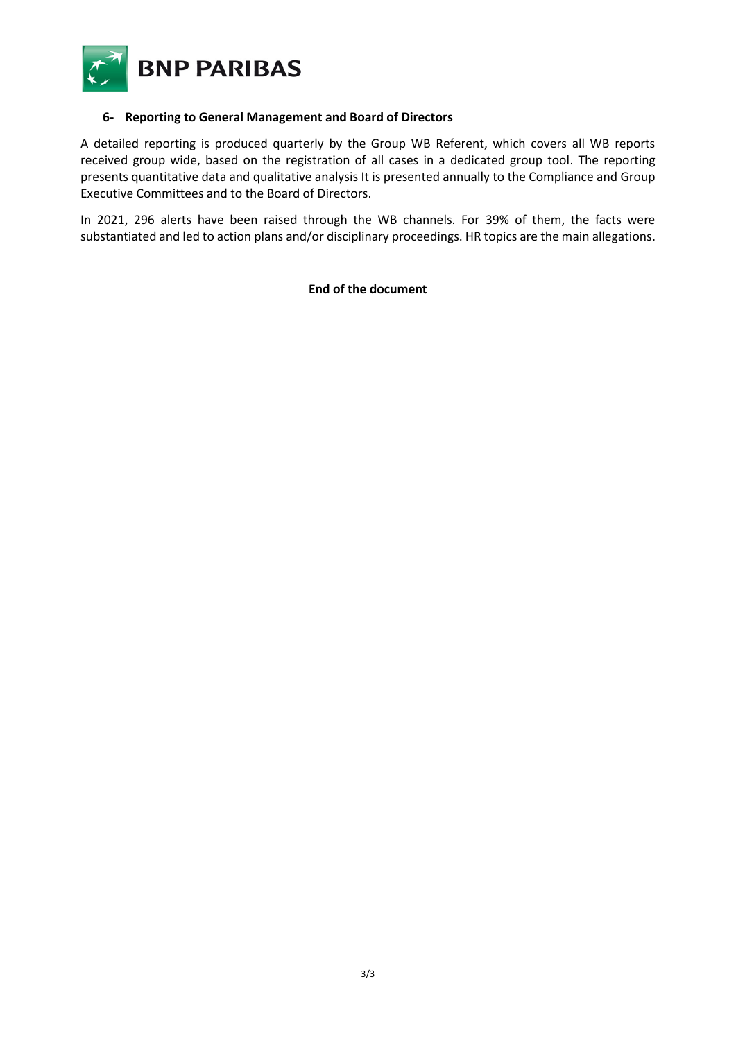## 6- Reporting to General Management and Board of Directors

A detailed reporting is produced quarterly by the Group WB Referent, which covers all WB reports received group wide, based on the registration of all cases in a dedicated group tool. The reporting presents quantitative data and qualitative analysis It is presented annually to the Compliance and Group Executive Committees and to the Board of Directors.

In 2021, 296 alerts have been raised through the WB channels. For 39% of them, the facts were substantiated and led to action plans and/or disciplinary proceedings. HR topics are the main allegations.

**End of the document**